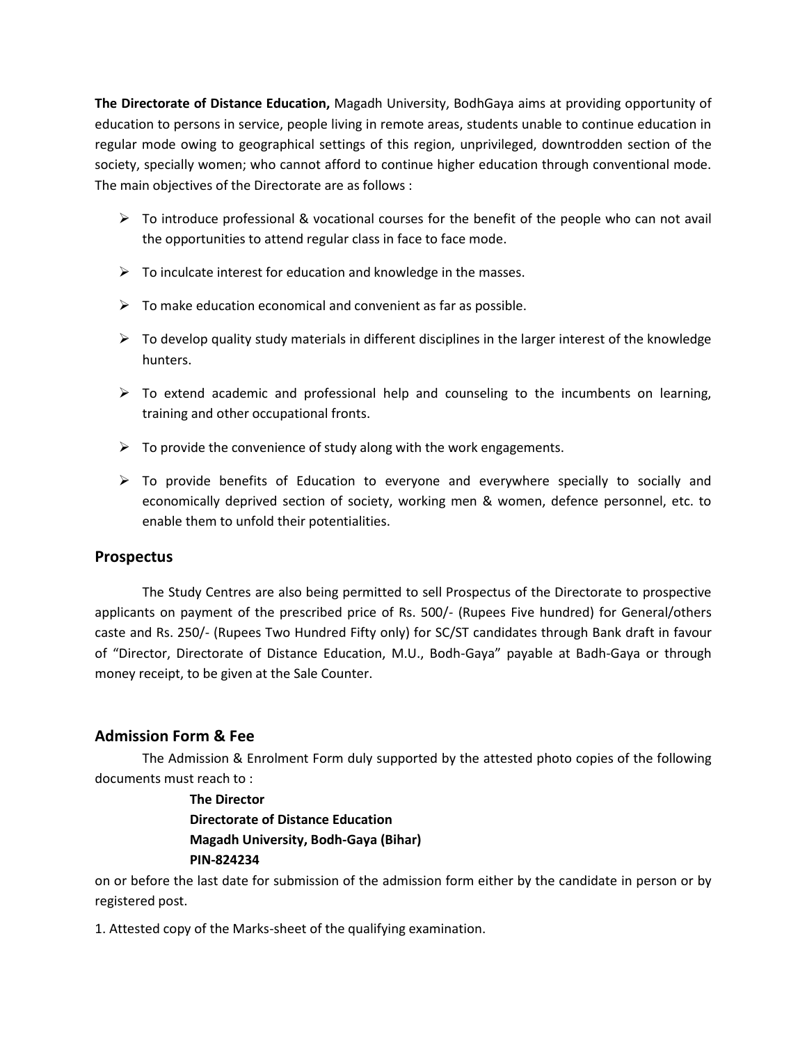**The Directorate of Distance Education,** Magadh University, BodhGaya aims at providing opportunity of education to persons in service, people living in remote areas, students unable to continue education in regular mode owing to geographical settings of this region, unprivileged, downtrodden section of the society, specially women; who cannot afford to continue higher education through conventional mode. The main objectives of the Directorate are as follows :

- To introduce professional & vocational courses for the benefit of the people who can not avail the opportunities to attend regular class in face to face mode.
- To inculcate interest for education and knowledge in the masses.
- To make education economical and convenient as far as possible.
- To develop quality study materials in different disciplines in the larger interest of the knowledge hunters.
- To extend academic and professional help and counseling to the incumbents on learning, training and other occupational fronts.
- To provide the convenience of study along with the work engagements.
- To provide benefits of Education to everyone and everywhere specially to socially and economically deprived section of society, working men & women, defence personnel, etc. to enable them to unfold their potentialities.

## Prospectus

The Study Centres are also being permitted to sell Prospectus of the Directorate to prospective applicants on payment of the prescribed price of Rs. 500/- (Rupees Five hundred) for General/others caste and Rs. 250/- (Rupees Two Hundred Fifty only) for SC/ST candidates through Bank draft in favour of "Director, Directorate of Distance Education, M.U., Bodh-Gaya" payable at Badh-Gaya or through money receipt, to be given at the Sale Counter.

## Admission Form & Fee

The Admission & Enrolment Form duly supported by the attested photo copies of the following documents must reach to :

**The Director**
**Directorate of Distance Education**
**Magadh University, Bodh-Gaya (Bihar)**
**PIN-824234**

on or before the last date for submission of the admission form either by the candidate in person or by registered post.

1. Attested copy of the Marks-sheet of the qualifying examination.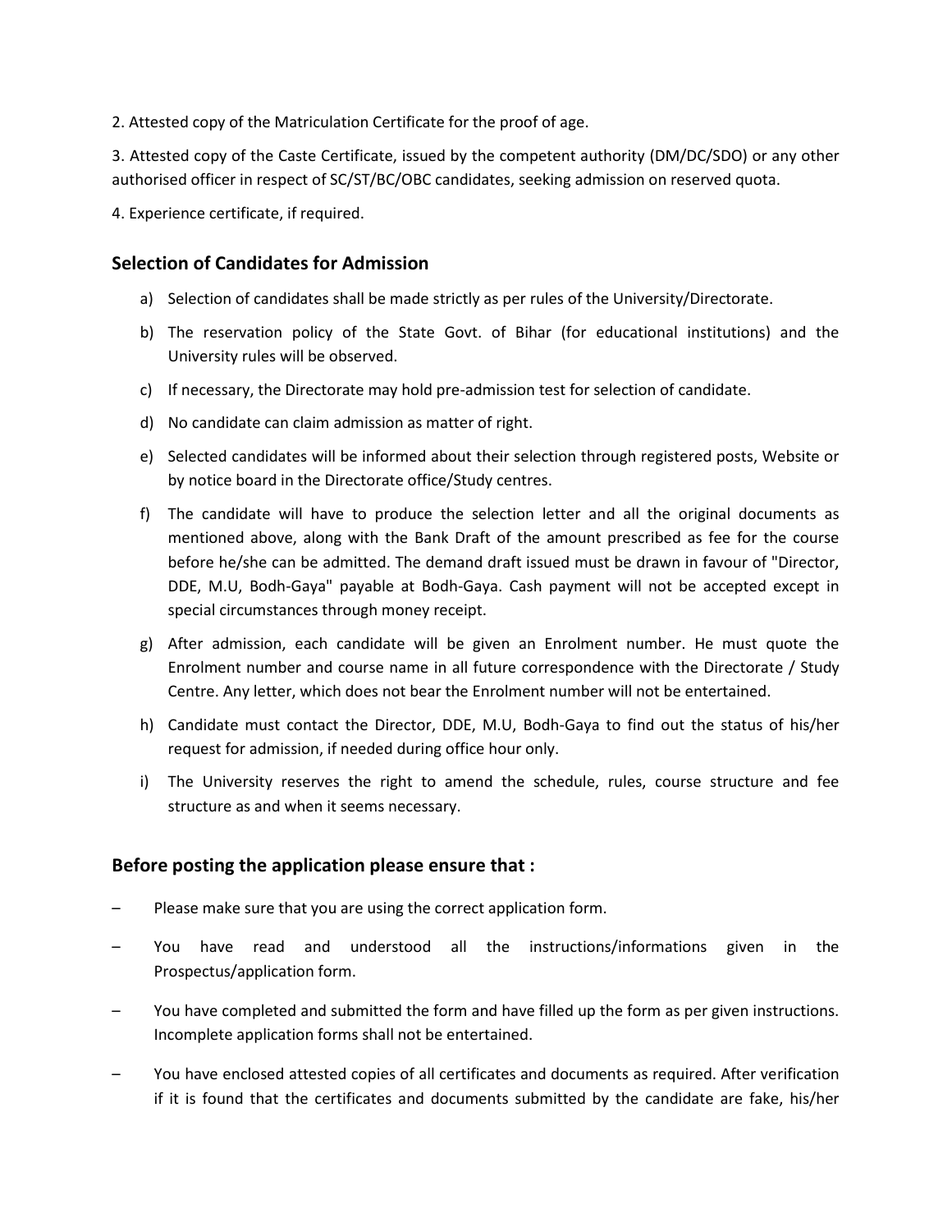2. Attested copy of the Matriculation Certificate for the proof of age.

3. Attested copy of the Caste Certificate, issued by the competent authority (DM/DC/SDO) or any other authorised officer in respect of SC/ST/BC/OBC candidates, seeking admission on reserved quota.

4. Experience certificate, if required.

## Selection of Candidates for Admission

a) Selection of candidates shall be made strictly as per rules of the University/Directorate.

b) The reservation policy of the State Govt. of Bihar (for educational institutions) and the University rules will be observed.

c) If necessary, the Directorate may hold pre-admission test for selection of candidate.

d) No candidate can claim admission as matter of right.

e) Selected candidates will be informed about their selection through registered posts, Website or by notice board in the Directorate office/Study centres.

f) The candidate will have to produce the selection letter and all the original documents as mentioned above, along with the Bank Draft of the amount prescribed as fee for the course before he/she can be admitted. The demand draft issued must be drawn in favour of "Director, DDE, M.U, Bodh-Gaya" payable at Bodh-Gaya. Cash payment will not be accepted except in special circumstances through money receipt.

g) After admission, each candidate will be given an Enrolment number. He must quote the Enrolment number and course name in all future correspondence with the Directorate / Study Centre. Any letter, which does not bear the Enrolment number will not be entertained.

h) Candidate must contact the Director, DDE, M.U, Bodh-Gaya to find out the status of his/her request for admission, if needed during office hour only.

i) The University reserves the right to amend the schedule, rules, course structure and fee structure as and when it seems necessary.

## Before posting the application please ensure that :

– Please make sure that you are using the correct application form.

– You have read and understood all the instructions/informations given in the Prospectus/application form.

– You have completed and submitted the form and have filled up the form as per given instructions. Incomplete application forms shall not be entertained.

– You have enclosed attested copies of all certificates and documents as required. After verification if it is found that the certificates and documents submitted by the candidate are fake, his/her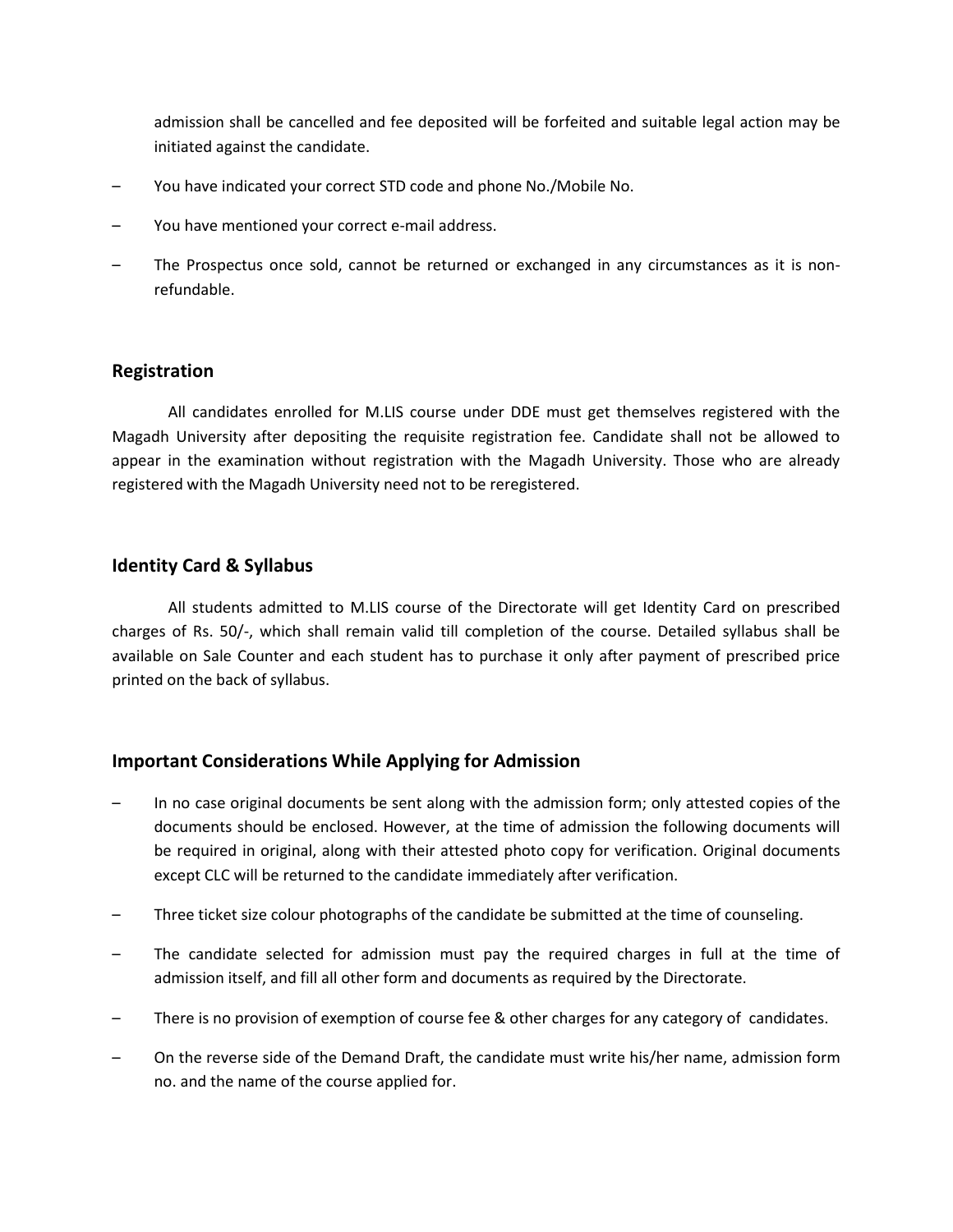admission shall be cancelled and fee deposited will be forfeited and suitable legal action may be initiated against the candidate.

– You have indicated your correct STD code and phone No./Mobile No.

– You have mentioned your correct e-mail address.

– The Prospectus once sold, cannot be returned or exchanged in any circumstances as it is non-refundable.

## Registration

All candidates enrolled for M.LIS course under DDE must get themselves registered with the Magadh University after depositing the requisite registration fee. Candidate shall not be allowed to appear in the examination without registration with the Magadh University. Those who are already registered with the Magadh University need not to be reregistered.

## Identity Card & Syllabus

All students admitted to M.LIS course of the Directorate will get Identity Card on prescribed charges of Rs. 50/-, which shall remain valid till completion of the course. Detailed syllabus shall be available on Sale Counter and each student has to purchase it only after payment of prescribed price printed on the back of syllabus.

## Important Considerations While Applying for Admission

– In no case original documents be sent along with the admission form; only attested copies of the documents should be enclosed. However, at the time of admission the following documents will be required in original, along with their attested photo copy for verification. Original documents except CLC will be returned to the candidate immediately after verification.

– Three ticket size colour photographs of the candidate be submitted at the time of counseling.

– The candidate selected for admission must pay the required charges in full at the time of admission itself, and fill all other form and documents as required by the Directorate.

– There is no provision of exemption of course fee & other charges for any category of candidates.

– On the reverse side of the Demand Draft, the candidate must write his/her name, admission form no. and the name of the course applied for.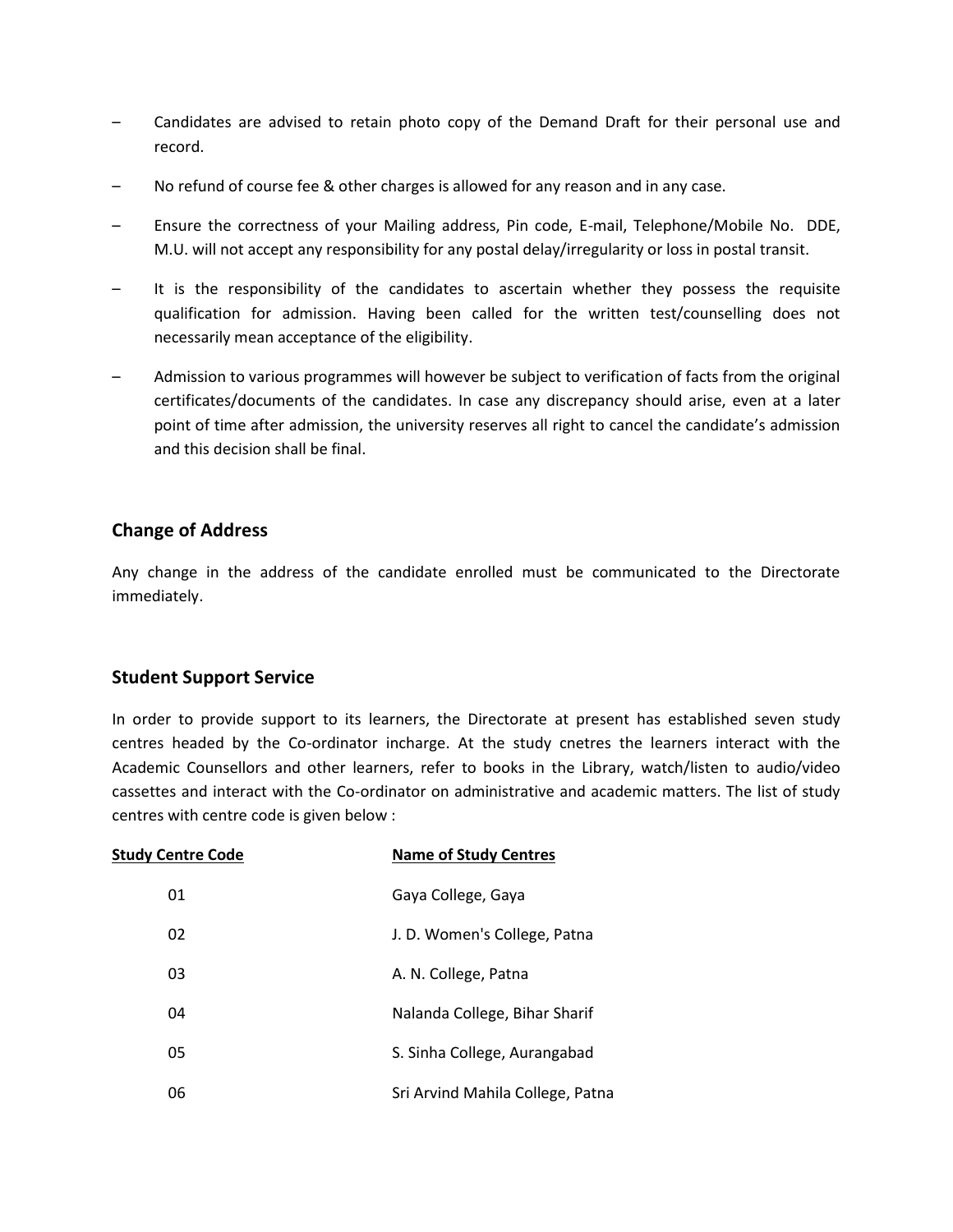- Candidates are advised to retain photo copy of the Demand Draft for their personal use and record.
- No refund of course fee & other charges is allowed for any reason and in any case.
- Ensure the correctness of your Mailing address, Pin code, E-mail, Telephone/Mobile No. DDE, M.U. will not accept any responsibility for any postal delay/irregularity or loss in postal transit.
- It is the responsibility of the candidates to ascertain whether they possess the requisite qualification for admission. Having been called for the written test/counselling does not necessarily mean acceptance of the eligibility.
- Admission to various programmes will however be subject to verification of facts from the original certificates/documents of the candidates. In case any discrepancy should arise, even at a later point of time after admission, the university reserves all right to cancel the candidate's admission and this decision shall be final.

## Change of Address

Any change in the address of the candidate enrolled must be communicated to the Directorate immediately.

## Student Support Service

In order to provide support to its learners, the Directorate at present has established seven study centres headed by the Co-ordinator incharge. At the study cnetres the learners interact with the Academic Counsellors and other learners, refer to books in the Library, watch/listen to audio/video cassettes and interact with the Co-ordinator on administrative and academic matters. The list of study centres with centre code is given below :

| Study Centre Code | Name of Study Centres |
|---|---|
| 01 | Gaya College, Gaya |
| 02 | J. D. Women's College, Patna |
| 03 | A. N. College, Patna |
| 04 | Nalanda College, Bihar Sharif |
| 05 | S. Sinha College, Aurangabad |
| 06 | Sri Arvind Mahila College, Patna |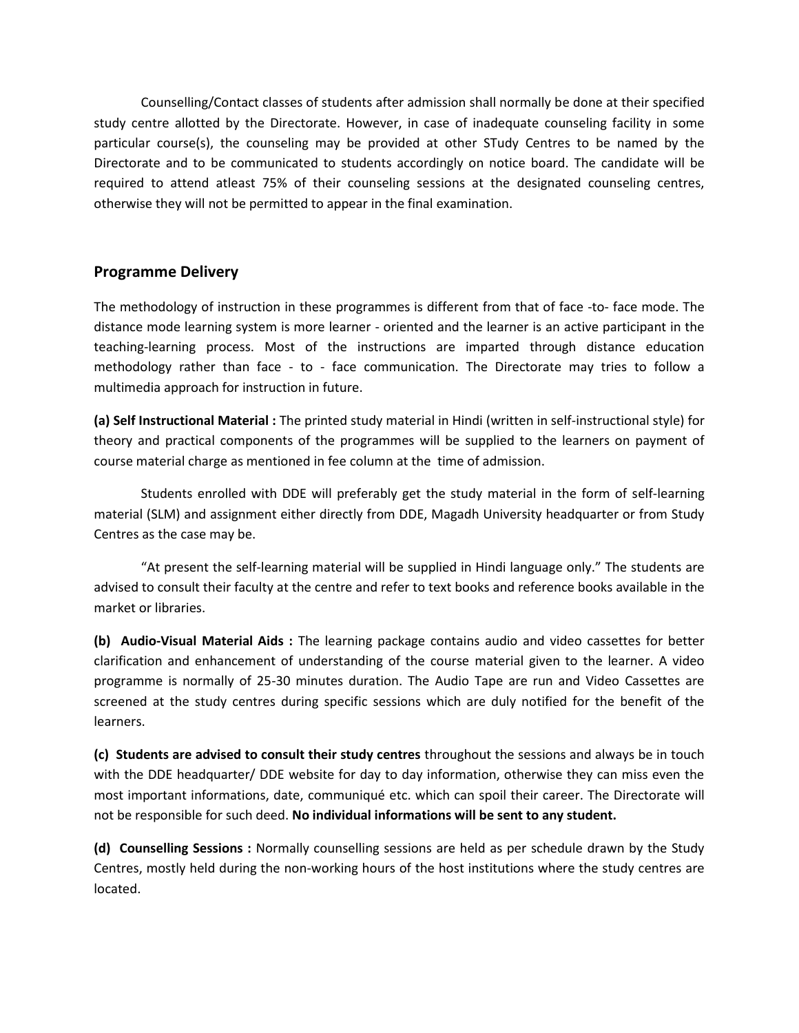Counselling/Contact classes of students after admission shall normally be done at their specified study centre allotted by the Directorate. However, in case of inadequate counseling facility in some particular course(s), the counseling may be provided at other STudy Centres to be named by the Directorate and to be communicated to students accordingly on notice board. The candidate will be required to attend atleast 75% of their counseling sessions at the designated counseling centres, otherwise they will not be permitted to appear in the final examination.

## Programme Delivery

The methodology of instruction in these programmes is different from that of face -to- face mode. The distance mode learning system is more learner - oriented and the learner is an active participant in the teaching-learning process. Most of the instructions are imparted through distance education methodology rather than face - to - face communication. The Directorate may tries to follow a multimedia approach for instruction in future.

**(a) Self Instructional Material :** The printed study material in Hindi (written in self-instructional style) for theory and practical components of the programmes will be supplied to the learners on payment of course material charge as mentioned in fee column at the time of admission.

Students enrolled with DDE will preferably get the study material in the form of self-learning material (SLM) and assignment either directly from DDE, Magadh University headquarter or from Study Centres as the case may be.

"At present the self-learning material will be supplied in Hindi language only." The students are advised to consult their faculty at the centre and refer to text books and reference books available in the market or libraries.

**(b) Audio-Visual Material Aids :** The learning package contains audio and video cassettes for better clarification and enhancement of understanding of the course material given to the learner. A video programme is normally of 25-30 minutes duration. The Audio Tape are run and Video Cassettes are screened at the study centres during specific sessions which are duly notified for the benefit of the learners.

**(c) Students are advised to consult their study centres** throughout the sessions and always be in touch with the DDE headquarter/ DDE website for day to day information, otherwise they can miss even the most important informations, date, communiqué etc. which can spoil their career. The Directorate will not be responsible for such deed. **No individual informations will be sent to any student.**

**(d) Counselling Sessions :** Normally counselling sessions are held as per schedule drawn by the Study Centres, mostly held during the non-working hours of the host institutions where the study centres are located.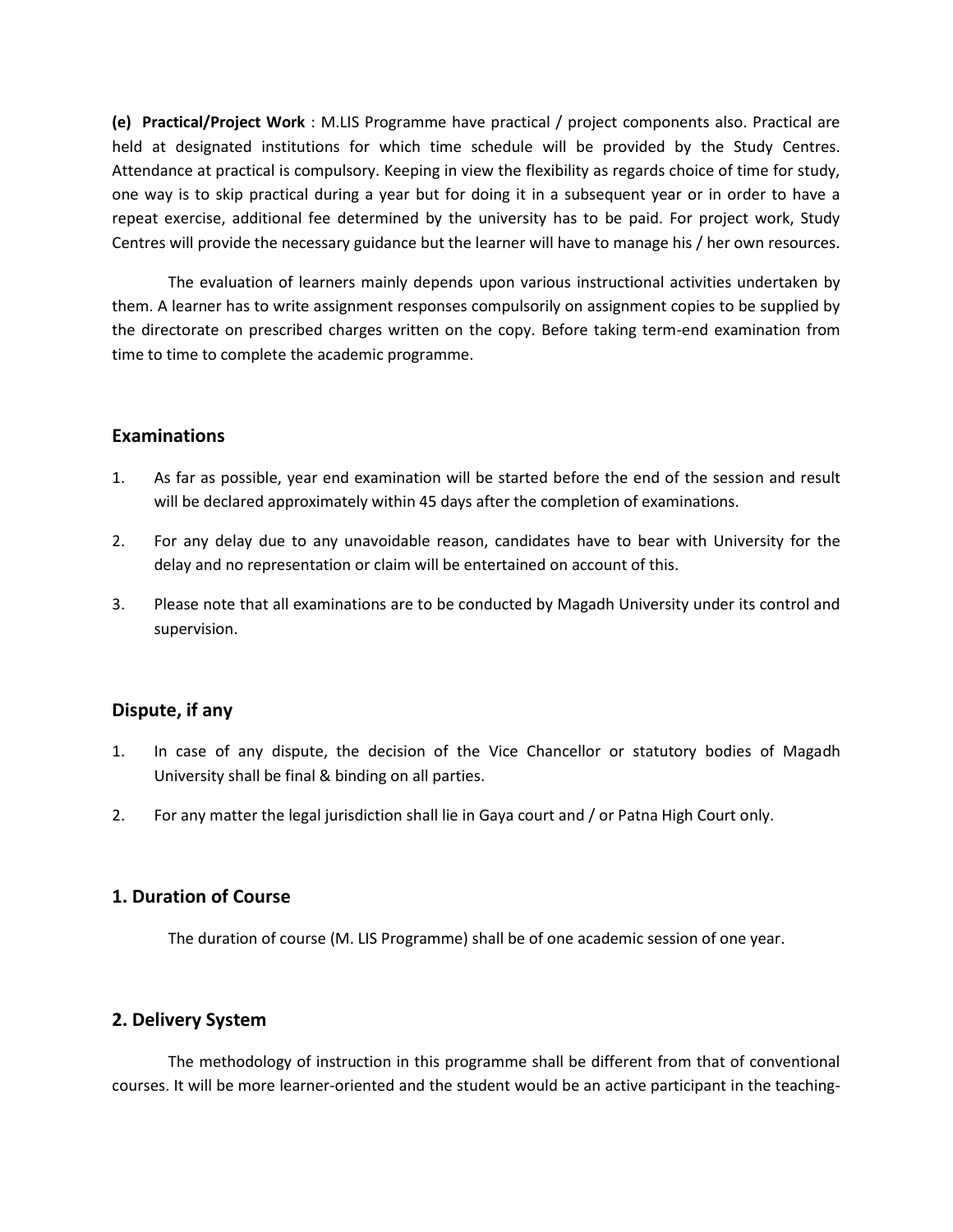**(e) Practical/Project Work** : M.LIS Programme have practical / project components also. Practical are held at designated institutions for which time schedule will be provided by the Study Centres. Attendance at practical is compulsory. Keeping in view the flexibility as regards choice of time for study, one way is to skip practical during a year but for doing it in a subsequent year or in order to have a repeat exercise, additional fee determined by the university has to be paid. For project work, Study Centres will provide the necessary guidance but the learner will have to manage his / her own resources.

The evaluation of learners mainly depends upon various instructional activities undertaken by them. A learner has to write assignment responses compulsorily on assignment copies to be supplied by the directorate on prescribed charges written on the copy. Before taking term-end examination from time to time to complete the academic programme.

## Examinations

1. As far as possible, year end examination will be started before the end of the session and result will be declared approximately within 45 days after the completion of examinations.
2. For any delay due to any unavoidable reason, candidates have to bear with University for the delay and no representation or claim will be entertained on account of this.
3. Please note that all examinations are to be conducted by Magadh University under its control and supervision.

## Dispute, if any

1. In case of any dispute, the decision of the Vice Chancellor or statutory bodies of Magadh University shall be final & binding on all parties.
2. For any matter the legal jurisdiction shall lie in Gaya court and / or Patna High Court only.

## 1. Duration of Course

The duration of course (M. LIS Programme) shall be of one academic session of one year.

## 2. Delivery System

The methodology of instruction in this programme shall be different from that of conventional courses. It will be more learner-oriented and the student would be an active participant in the teaching-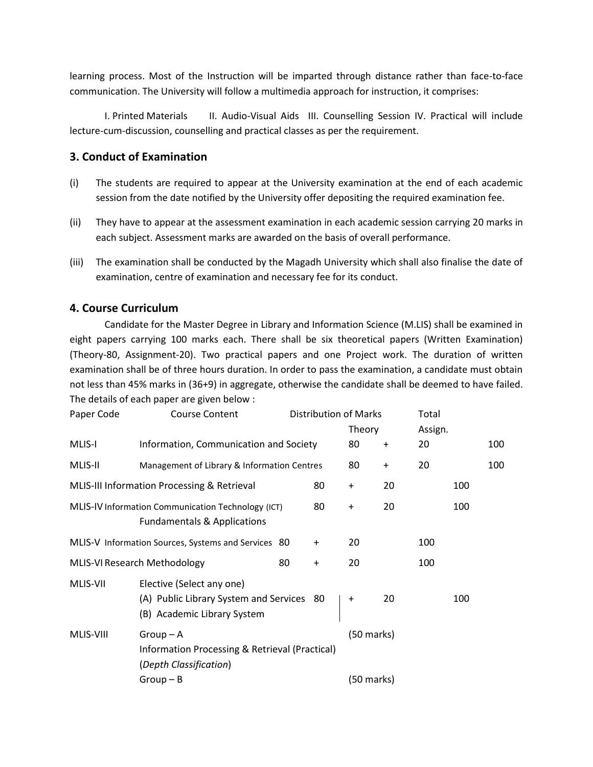learning process. Most of the Instruction will be imparted through distance rather than face-to-face communication. The University will follow a multimedia approach for instruction, it comprises:

I. Printed Materials  II. Audio-Visual Aids  III. Counselling Session IV. Practical will include lecture-cum-discussion, counselling and practical classes as per the requirement.

## 3. Conduct of Examination

(i) The students are required to appear at the University examination at the end of each academic session from the date notified by the University offer depositing the required examination fee.

(ii) They have to appear at the assessment examination in each academic session carrying 20 marks in each subject. Assessment marks are awarded on the basis of overall performance.

(iii) The examination shall be conducted by the Magadh University which shall also finalise the date of examination, centre of examination and necessary fee for its conduct.

## 4. Course Curriculum

Candidate for the Master Degree in Library and Information Science (M.LIS) shall be examined in eight papers carrying 100 marks each. There shall be six theoretical papers (Written Examination) (Theory-80, Assignment-20). Two practical papers and one Project work. The duration of written examination shall be of three hours duration. In order to pass the examination, a candidate must obtain not less than 45% marks in (36+9) in aggregate, otherwise the candidate shall be deemed to have failed. The details of each paper are given below :

| Paper Code | Course Content | Distribution of Marks Theory | | Assign. | Total |
|---|---|---|---|---|---|
| MLIS-I | Information, Communication and Society | 80 | + | 20 | 100 |
| MLIS-II | Management of Library & Information Centres | 80 | + | 20 | 100 |
| MLIS-III | Information Processing & Retrieval | 80 | + | 20 | 100 |
| MLIS-IV | Information Communication Technology (ICT) Fundamentals & Applications | 80 | + | 20 | 100 |
| MLIS-V | Information Sources, Systems and Services | 80 | + | 20 | 100 |
| MLIS-VI | Research Methodology | 80 | + | 20 | 100 |
| MLIS-VII | Elective (Select any one)<br>(A) Public Library System and Services<br>(B) Academic Library System | 80 | + | 20 | 100 |
| MLIS-VIII | Group – A<br>Information Processing & Retrieval (Practical)<br>(*Depth Classification*) | (50 marks) | | | |
| | Group – B | (50 marks) | | | |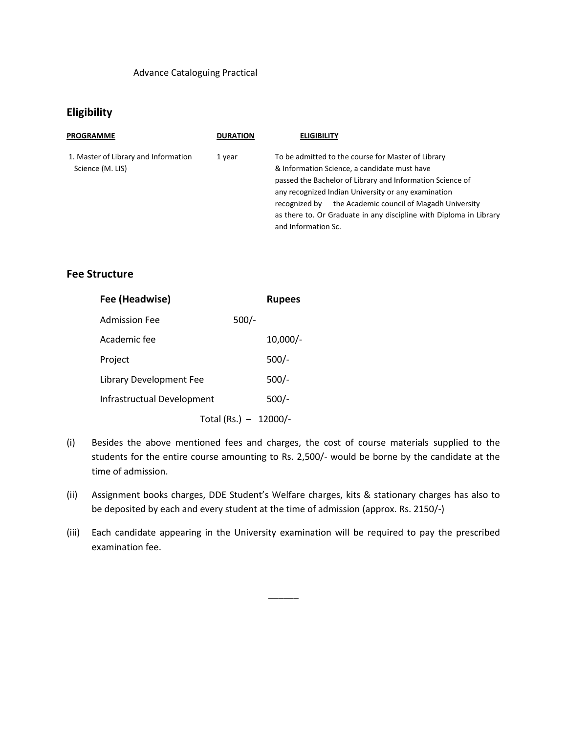Advance Cataloguing Practical

## Eligibility

| PROGRAMME | DURATION | ELIGIBILITY |
|---|---|---|
| 1. Master of Library and Information Science (M. LIS) | 1 year | To be admitted to the course for Master of Library & Information Science, a candidate must have passed the Bachelor of Library and Information Science of any recognized Indian University or any examination recognized by the Academic council of Magadh University as there to. Or Graduate in any discipline with Diploma in Library and Information Sc. |

## Fee Structure

| Fee (Headwise) | Rupees |
|---|---|
| Admission Fee | 500/- |
| Academic fee | 10,000/- |
| Project | 500/- |
| Library Development Fee | 500/- |
| Infrastructual Development | 500/- |
| Total (Rs.) – | 12000/- |

(i) Besides the above mentioned fees and charges, the cost of course materials supplied to the students for the entire course amounting to Rs. 2,500/- would be borne by the candidate at the time of admission.

(ii) Assignment books charges, DDE Student's Welfare charges, kits & stationary charges has also to be deposited by each and every student at the time of admission (approx. Rs. 2150/-)

(iii) Each candidate appearing in the University examination will be required to pay the prescribed examination fee.

______